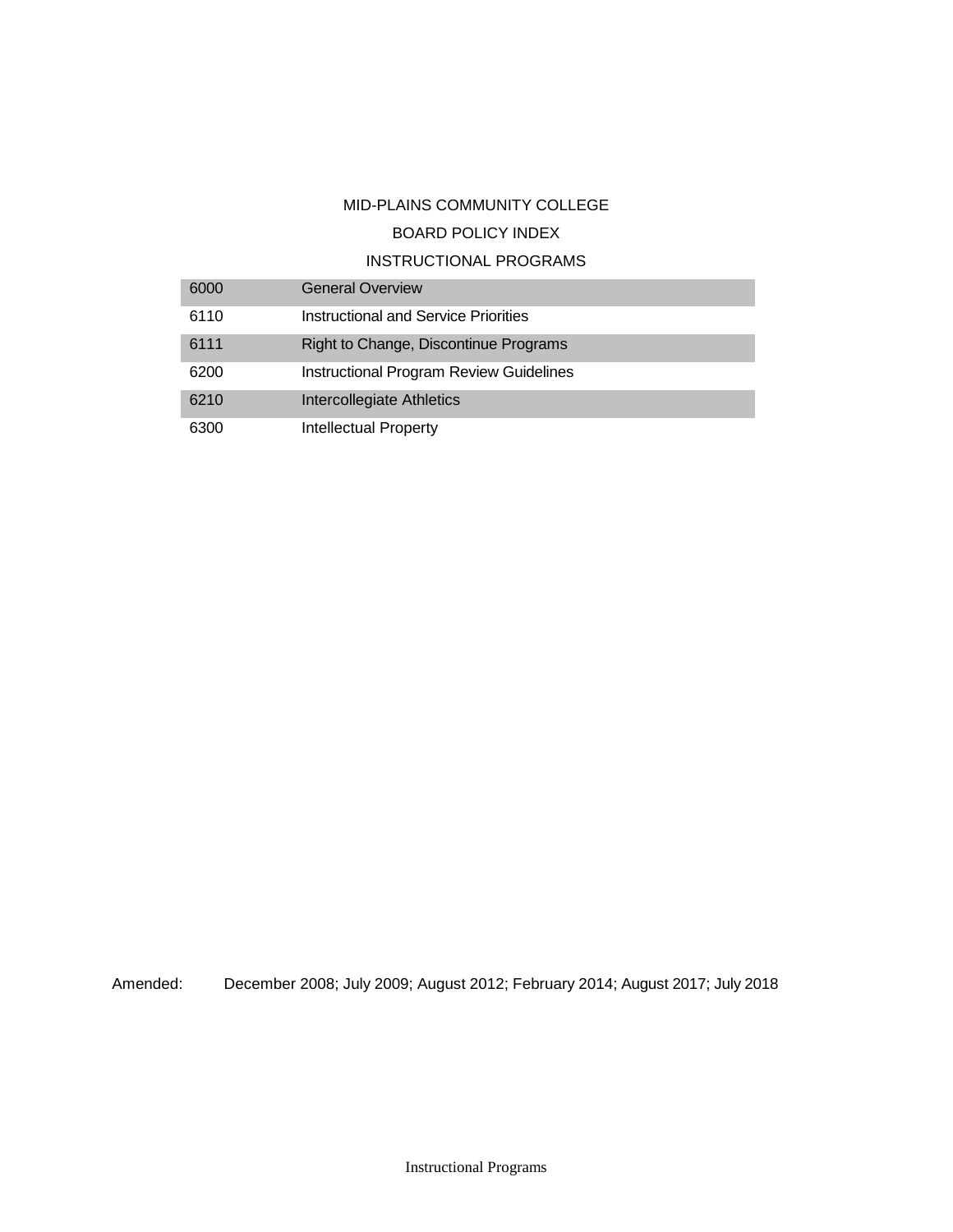MID-PLAINS COMMUNITY COLLEGE

BOARD POLICY INDEX

INSTRUCTIONAL PROGRAMS

| | |
|---|---|
| 6000 | General Overview |
| 6110 | Instructional and Service Priorities |
| 6111 | Right to Change, Discontinue Programs |
| 6200 | Instructional Program Review Guidelines |
| 6210 | Intercollegiate Athletics |
| 6300 | Intellectual Property |

Amended: December 2008; July 2009; August 2012; February 2014; August 2017; July 2018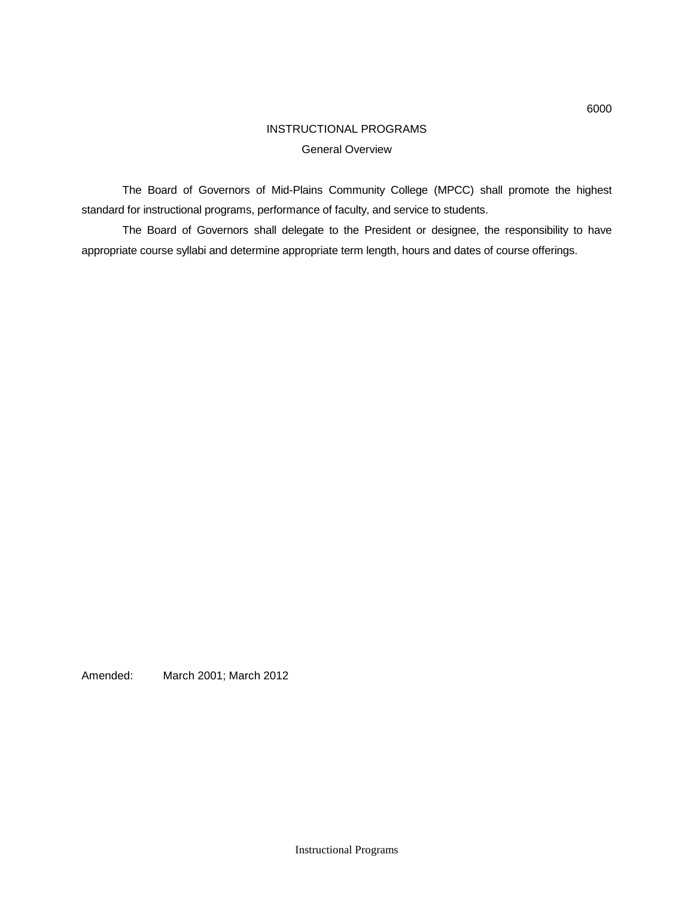6000

# INSTRUCTIONAL PROGRAMS

## General Overview

The Board of Governors of Mid-Plains Community College (MPCC) shall promote the highest standard for instructional programs, performance of faculty, and service to students.

The Board of Governors shall delegate to the President or designee, the responsibility to have appropriate course syllabi and determine appropriate term length, hours and dates of course offerings.

Amended: March 2001; March 2012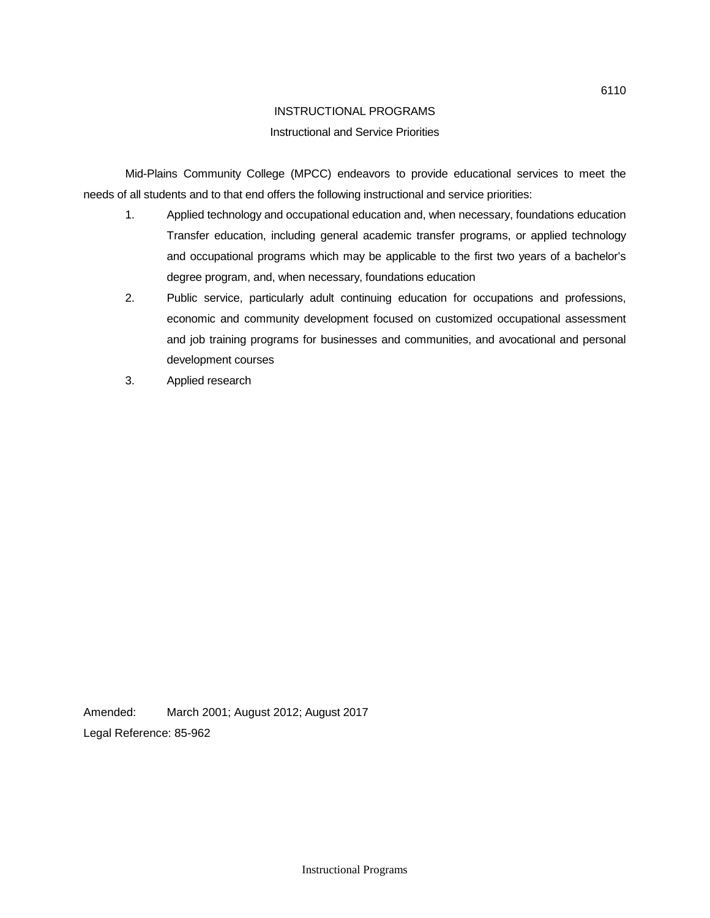6110

# INSTRUCTIONAL PROGRAMS

## Instructional and Service Priorities

Mid-Plains Community College (MPCC) endeavors to provide educational services to meet the needs of all students and to that end offers the following instructional and service priorities:

1. Applied technology and occupational education and, when necessary, foundations education Transfer education, including general academic transfer programs, or applied technology and occupational programs which may be applicable to the first two years of a bachelor's degree program, and, when necessary, foundations education
2. Public service, particularly adult continuing education for occupations and professions, economic and community development focused on customized occupational assessment and job training programs for businesses and communities, and avocational and personal development courses
3. Applied research

Amended: March 2001; August 2012; August 2017

Legal Reference: 85-962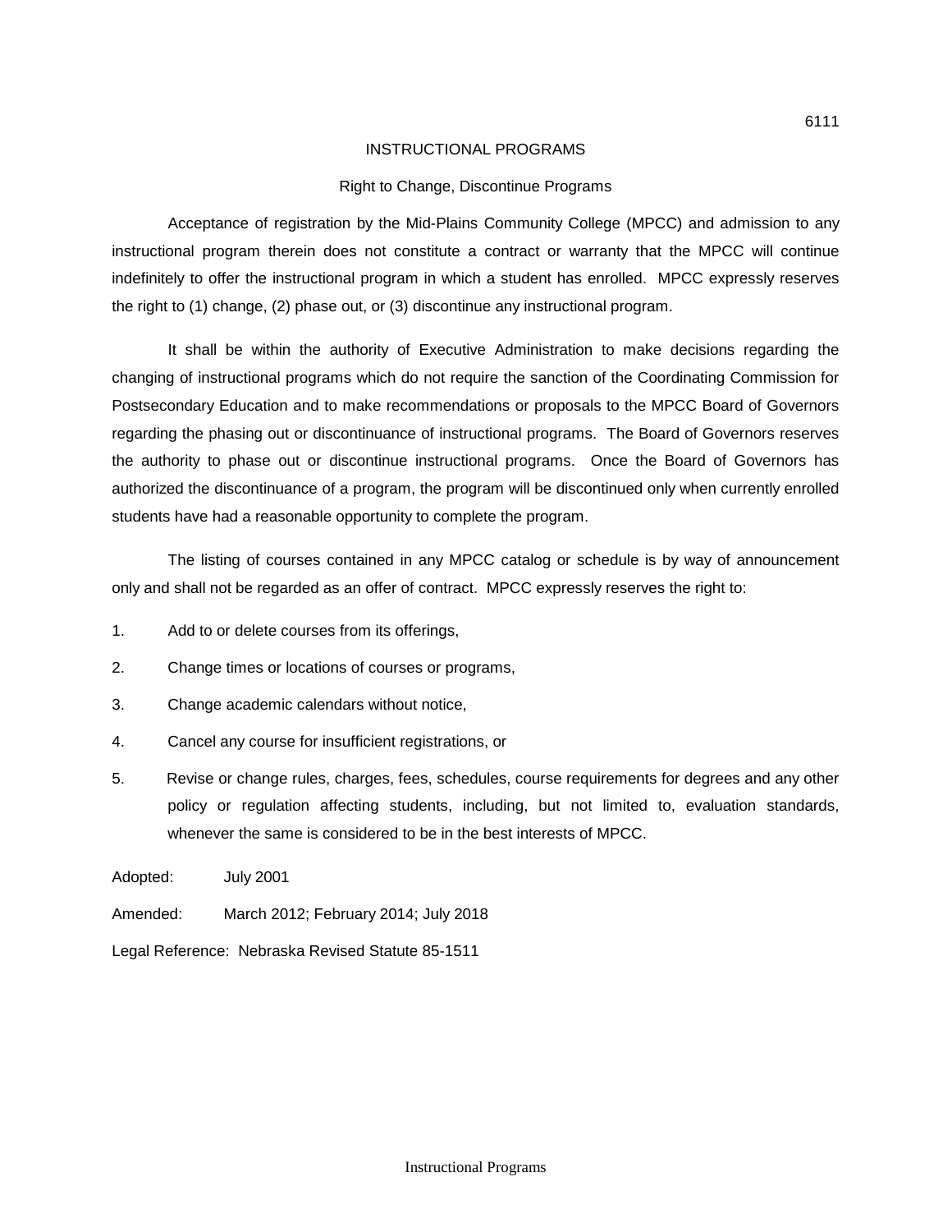# INSTRUCTIONAL PROGRAMS

## Right to Change, Discontinue Programs

Acceptance of registration by the Mid-Plains Community College (MPCC) and admission to any instructional program therein does not constitute a contract or warranty that the MPCC will continue indefinitely to offer the instructional program in which a student has enrolled. MPCC expressly reserves the right to (1) change, (2) phase out, or (3) discontinue any instructional program.

It shall be within the authority of Executive Administration to make decisions regarding the changing of instructional programs which do not require the sanction of the Coordinating Commission for Postsecondary Education and to make recommendations or proposals to the MPCC Board of Governors regarding the phasing out or discontinuance of instructional programs. The Board of Governors reserves the authority to phase out or discontinue instructional programs. Once the Board of Governors has authorized the discontinuance of a program, the program will be discontinued only when currently enrolled students have had a reasonable opportunity to complete the program.

The listing of courses contained in any MPCC catalog or schedule is by way of announcement only and shall not be regarded as an offer of contract. MPCC expressly reserves the right to:

1. Add to or delete courses from its offerings,
2. Change times or locations of courses or programs,
3. Change academic calendars without notice,
4. Cancel any course for insufficient registrations, or
5. Revise or change rules, charges, fees, schedules, course requirements for degrees and any other policy or regulation affecting students, including, but not limited to, evaluation standards, whenever the same is considered to be in the best interests of MPCC.

Adopted: July 2001

Amended: March 2012; February 2014; July 2018

Legal Reference: Nebraska Revised Statute 85-1511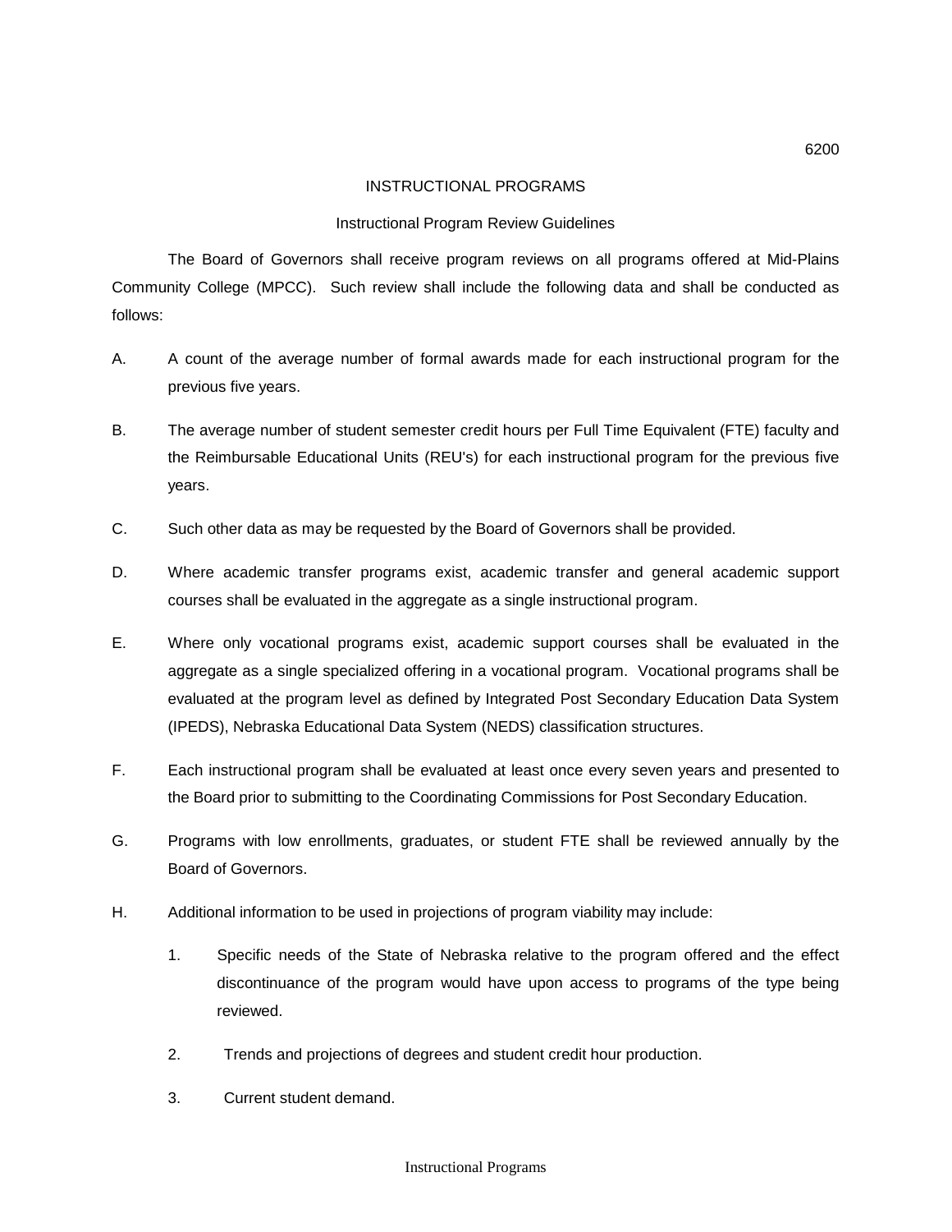6200

# INSTRUCTIONAL PROGRAMS

## Instructional Program Review Guidelines

The Board of Governors shall receive program reviews on all programs offered at Mid-Plains Community College (MPCC). Such review shall include the following data and shall be conducted as follows:

A. A count of the average number of formal awards made for each instructional program for the previous five years.

B. The average number of student semester credit hours per Full Time Equivalent (FTE) faculty and the Reimbursable Educational Units (REU's) for each instructional program for the previous five years.

C. Such other data as may be requested by the Board of Governors shall be provided.

D. Where academic transfer programs exist, academic transfer and general academic support courses shall be evaluated in the aggregate as a single instructional program.

E. Where only vocational programs exist, academic support courses shall be evaluated in the aggregate as a single specialized offering in a vocational program. Vocational programs shall be evaluated at the program level as defined by Integrated Post Secondary Education Data System (IPEDS), Nebraska Educational Data System (NEDS) classification structures.

F. Each instructional program shall be evaluated at least once every seven years and presented to the Board prior to submitting to the Coordinating Commissions for Post Secondary Education.

G. Programs with low enrollments, graduates, or student FTE shall be reviewed annually by the Board of Governors.

H. Additional information to be used in projections of program viability may include:

   1. Specific needs of the State of Nebraska relative to the program offered and the effect discontinuance of the program would have upon access to programs of the type being reviewed.

   2. Trends and projections of degrees and student credit hour production.

   3. Current student demand.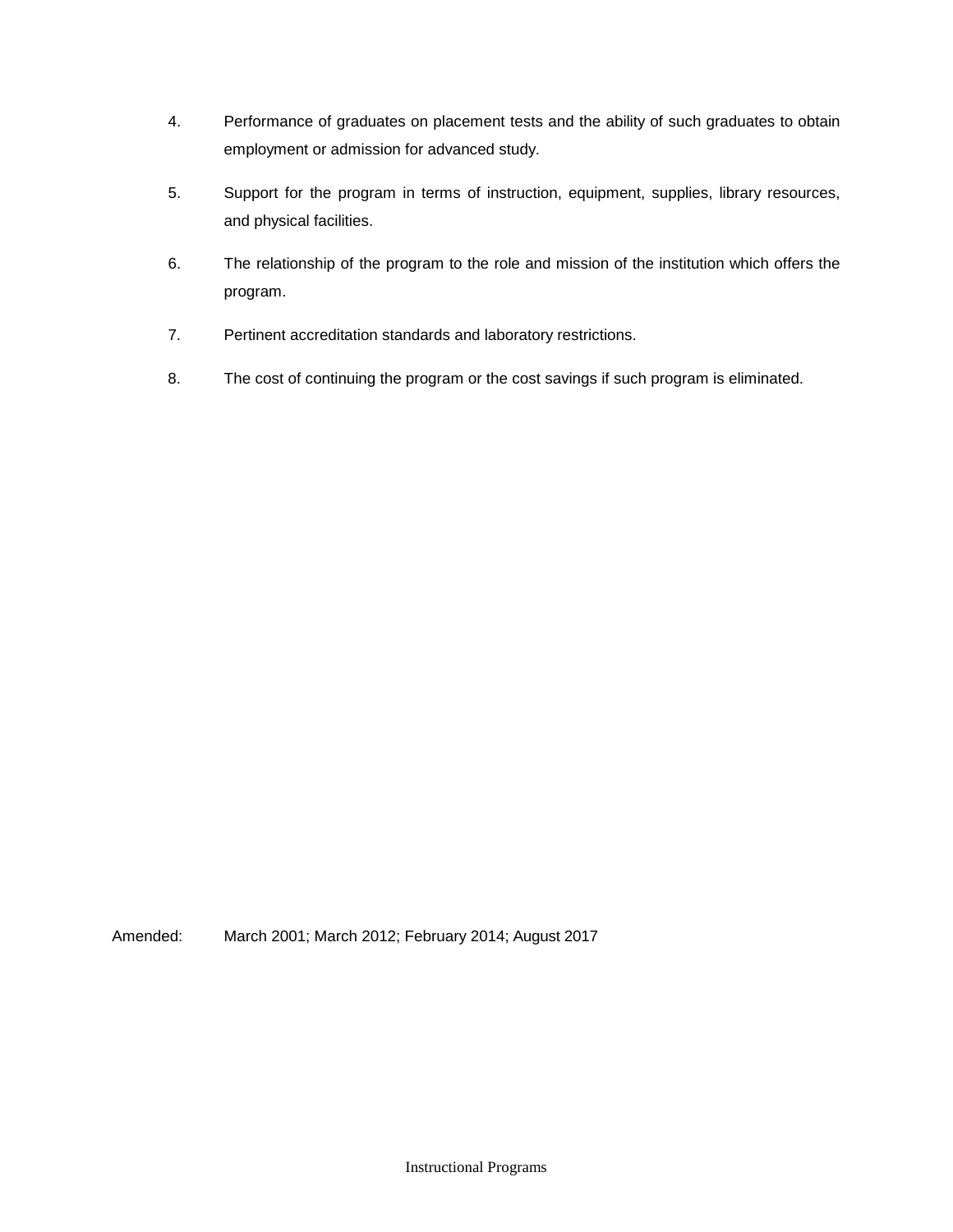4. Performance of graduates on placement tests and the ability of such graduates to obtain employment or admission for advanced study.

5. Support for the program in terms of instruction, equipment, supplies, library resources, and physical facilities.

6. The relationship of the program to the role and mission of the institution which offers the program.

7. Pertinent accreditation standards and laboratory restrictions.

8. The cost of continuing the program or the cost savings if such program is eliminated.

Amended: March 2001; March 2012; February 2014; August 2017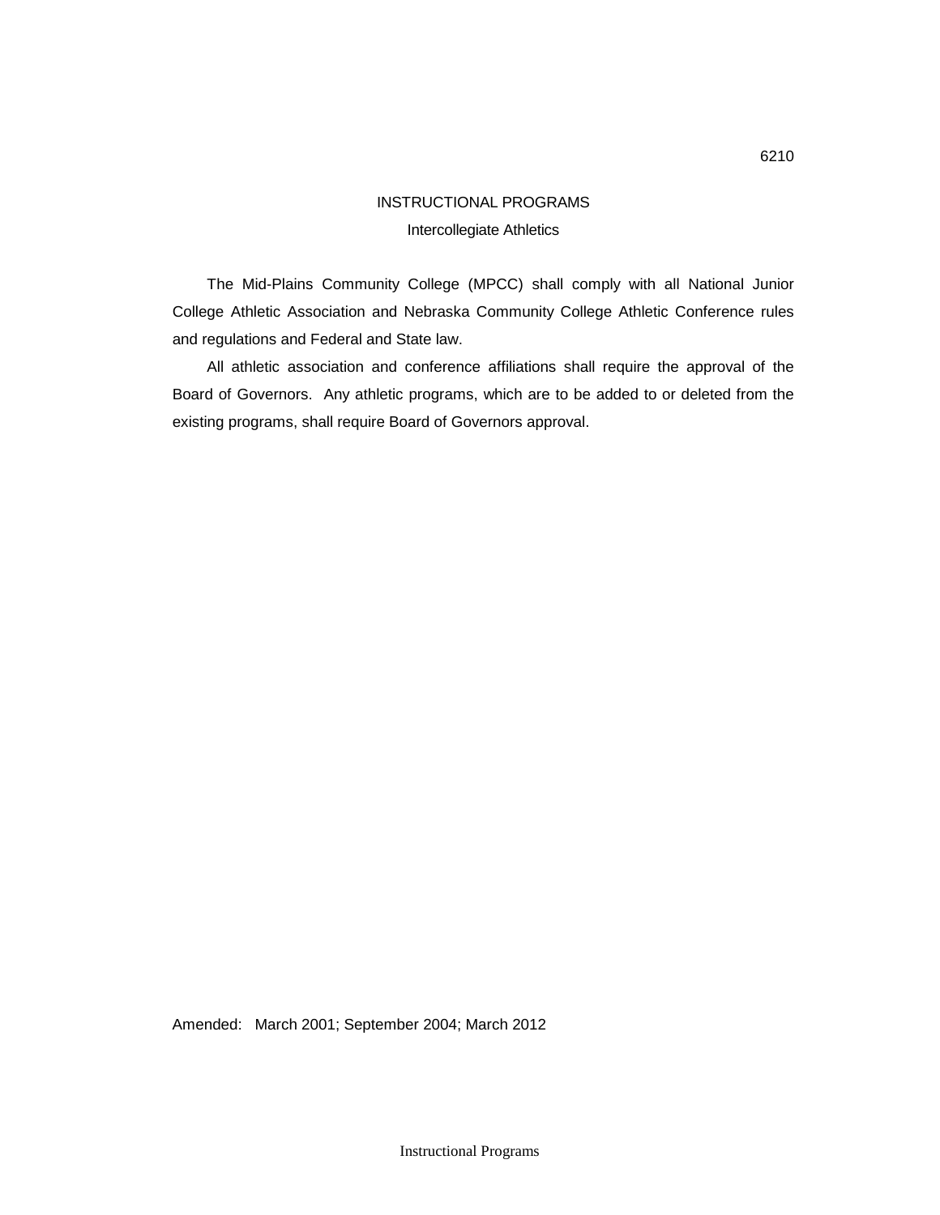6210

## INSTRUCTIONAL PROGRAMS

### Intercollegiate Athletics

The Mid-Plains Community College (MPCC) shall comply with all National Junior College Athletic Association and Nebraska Community College Athletic Conference rules and regulations and Federal and State law.

All athletic association and conference affiliations shall require the approval of the Board of Governors. Any athletic programs, which are to be added to or deleted from the existing programs, shall require Board of Governors approval.

Amended: March 2001; September 2004; March 2012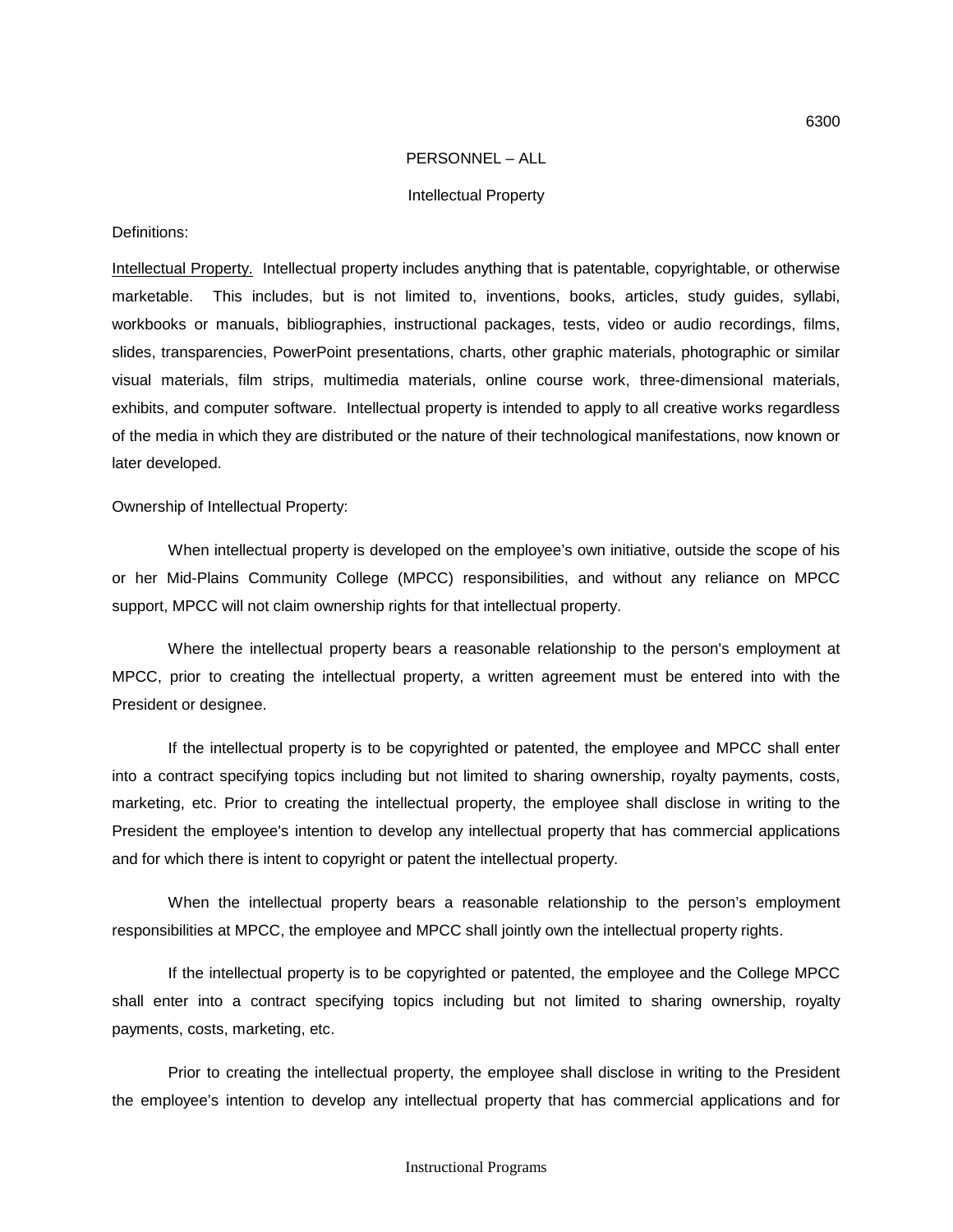PERSONNEL – ALL

Intellectual Property

Definitions:

Intellectual Property. Intellectual property includes anything that is patentable, copyrightable, or otherwise marketable. This includes, but is not limited to, inventions, books, articles, study guides, syllabi, workbooks or manuals, bibliographies, instructional packages, tests, video or audio recordings, films, slides, transparencies, PowerPoint presentations, charts, other graphic materials, photographic or similar visual materials, film strips, multimedia materials, online course work, three-dimensional materials, exhibits, and computer software. Intellectual property is intended to apply to all creative works regardless of the media in which they are distributed or the nature of their technological manifestations, now known or later developed.

Ownership of Intellectual Property:

When intellectual property is developed on the employee's own initiative, outside the scope of his or her Mid-Plains Community College (MPCC) responsibilities, and without any reliance on MPCC support, MPCC will not claim ownership rights for that intellectual property.

Where the intellectual property bears a reasonable relationship to the person's employment at MPCC, prior to creating the intellectual property, a written agreement must be entered into with the President or designee.

If the intellectual property is to be copyrighted or patented, the employee and MPCC shall enter into a contract specifying topics including but not limited to sharing ownership, royalty payments, costs, marketing, etc. Prior to creating the intellectual property, the employee shall disclose in writing to the President the employee's intention to develop any intellectual property that has commercial applications and for which there is intent to copyright or patent the intellectual property.

When the intellectual property bears a reasonable relationship to the person's employment responsibilities at MPCC, the employee and MPCC shall jointly own the intellectual property rights.

If the intellectual property is to be copyrighted or patented, the employee and the College MPCC shall enter into a contract specifying topics including but not limited to sharing ownership, royalty payments, costs, marketing, etc.

Prior to creating the intellectual property, the employee shall disclose in writing to the President the employee's intention to develop any intellectual property that has commercial applications and for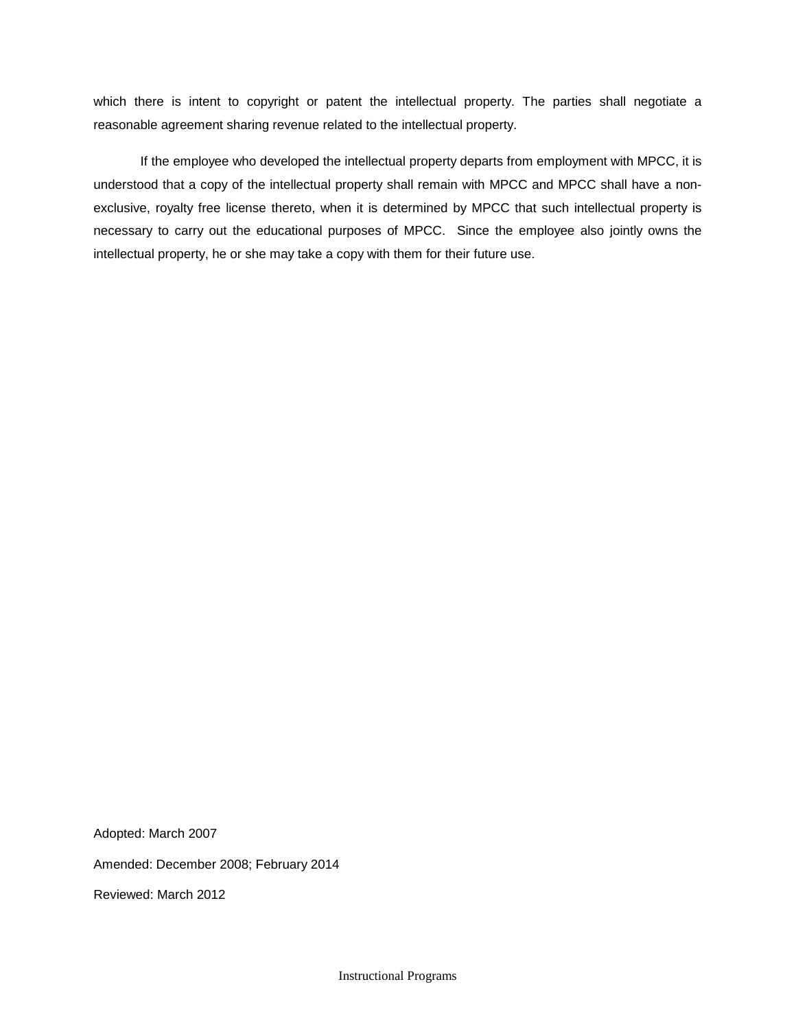which there is intent to copyright or patent the intellectual property. The parties shall negotiate a reasonable agreement sharing revenue related to the intellectual property.

If the employee who developed the intellectual property departs from employment with MPCC, it is understood that a copy of the intellectual property shall remain with MPCC and MPCC shall have a non-exclusive, royalty free license thereto, when it is determined by MPCC that such intellectual property is necessary to carry out the educational purposes of MPCC. Since the employee also jointly owns the intellectual property, he or she may take a copy with them for their future use.

Adopted: March 2007

Amended: December 2008; February 2014

Reviewed: March 2012